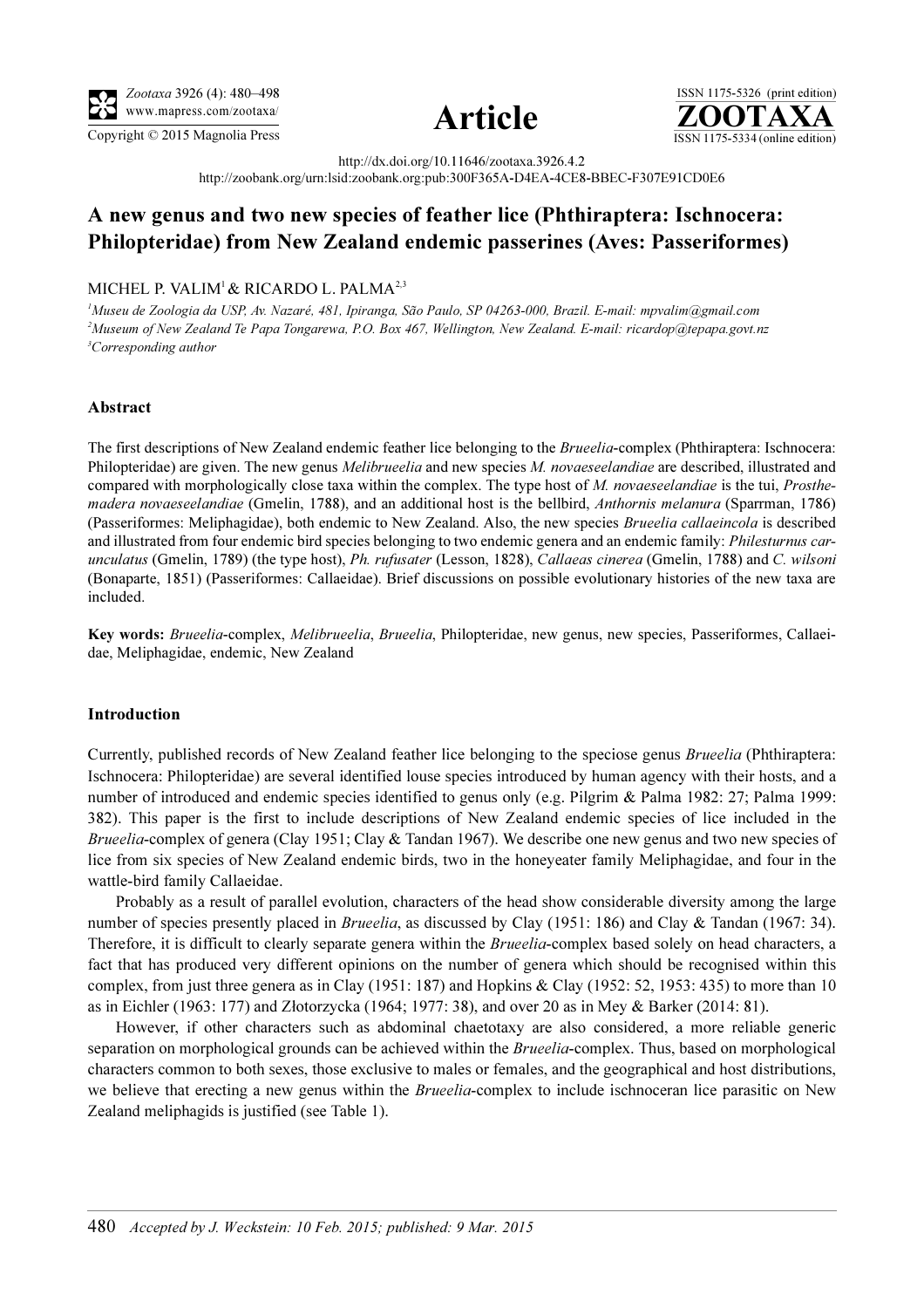http://dx.doi.org/10.11646/zootaxa.3926.4.2
http://zoobank.org/urn:lsid:zoobank.org:pub:300F365A-D4EA-4CE8-BBEC-F307E91CD0E6

# A new genus and two new species of feather lice (Phthiraptera: Ischnocera: Philopteridae) from New Zealand endemic passerines (Aves: Passeriformes)

MICHEL P. VALIM[1] & RICARDO L. PALMA[2,3]

[1]*Museu de Zoologia da USP, Av. Nazaré, 481, Ipiranga, São Paulo, SP 04263-000, Brazil. E-mail: mpvalim@gmail.com*
[2]*Museum of New Zealand Te Papa Tongarewa, P.O. Box 467, Wellington, New Zealand. E-mail: ricardop@tepapa.govt.nz*
[3]*Corresponding author*

### Abstract

The first descriptions of New Zealand endemic feather lice belonging to the *Brueelia*-complex (Phthiraptera: Ischnocera: Philopteridae) are given. The new genus *Melibrueelia* and new species *M. novaeseelandiae* are described, illustrated and compared with morphologically close taxa within the complex. The type host of *M. novaeseelandiae* is the tui, *Prosthemadera novaeseelandiae* (Gmelin, 1788), and an additional host is the bellbird, *Anthornis melanura* (Sparrman, 1786) (Passeriformes: Meliphagidae), both endemic to New Zealand. Also, the new species *Brueelia callaeincola* is described and illustrated from four endemic bird species belonging to two endemic genera and an endemic family: *Philesturnus carunculatus* (Gmelin, 1789) (the type host), *Ph. rufusater* (Lesson, 1828), *Callaeas cinerea* (Gmelin, 1788) and *C. wilsoni* (Bonaparte, 1851) (Passeriformes: Callaeidae). Brief discussions on possible evolutionary histories of the new taxa are included.

**Key words:** *Brueelia*-complex, *Melibrueelia*, *Brueelia*, Philopteridae, new genus, new species, Passeriformes, Callaeidae, Meliphagidae, endemic, New Zealand

### Introduction

Currently, published records of New Zealand feather lice belonging to the speciose genus *Brueelia* (Phthiraptera: Ischnocera: Philopteridae) are several identified louse species introduced by human agency with their hosts, and a number of introduced and endemic species identified to genus only (e.g. Pilgrim & Palma 1982: 27; Palma 1999: 382). This paper is the first to include descriptions of New Zealand endemic species of lice included in the *Brueelia*-complex of genera (Clay 1951; Clay & Tandan 1967). We describe one new genus and two new species of lice from six species of New Zealand endemic birds, two in the honeyeater family Meliphagidae, and four in the wattle-bird family Callaeidae.

Probably as a result of parallel evolution, characters of the head show considerable diversity among the large number of species presently placed in *Brueelia*, as discussed by Clay (1951: 186) and Clay & Tandan (1967: 34). Therefore, it is difficult to clearly separate genera within the *Brueelia*-complex based solely on head characters, a fact that has produced very different opinions on the number of genera which should be recognised within this complex, from just three genera as in Clay (1951: 187) and Hopkins & Clay (1952: 52, 1953: 435) to more than 10 as in Eichler (1963: 177) and Złotorzycka (1964; 1977: 38), and over 20 as in Mey & Barker (2014: 81).

However, if other characters such as abdominal chaetotaxy are also considered, a more reliable generic separation on morphological grounds can be achieved within the *Brueelia*-complex. Thus, based on morphological characters common to both sexes, those exclusive to males or females, and the geographical and host distributions, we believe that erecting a new genus within the *Brueelia*-complex to include ischnoceran lice parasitic on New Zealand meliphagids is justified (see Table 1).

*Accepted by J. Weckstein: 10 Feb. 2015; published: 9 Mar. 2015*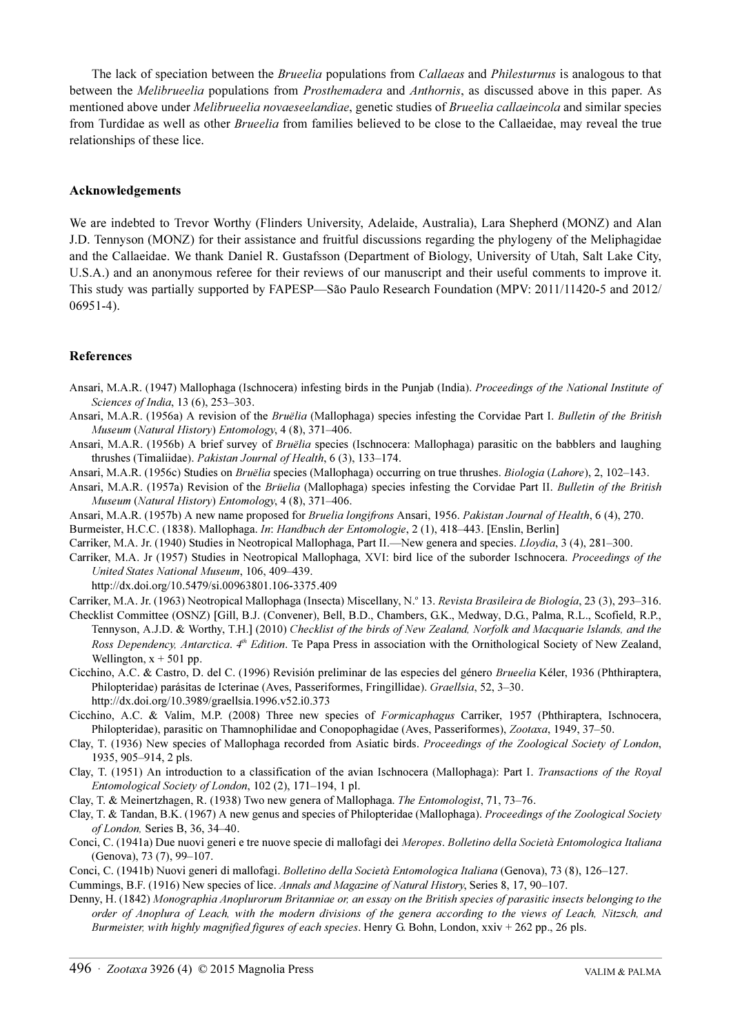The lack of speciation between the *Brueelia* populations from *Callaeas* and *Philesturnus* is analogous to that between the *Melibrueelia* populations from *Prosthemadera* and *Anthornis*, as discussed above in this paper. As mentioned above under *Melibrueelia novaeseelandiae*, genetic studies of *Brueelia callaeincola* and similar species from Turdidae as well as other *Brueelia* from families believed to be close to the Callaeidae, may reveal the true relationships of these lice.

## Acknowledgements

We are indebted to Trevor Worthy (Flinders University, Adelaide, Australia), Lara Shepherd (MONZ) and Alan J.D. Tennyson (MONZ) for their assistance and fruitful discussions regarding the phylogeny of the Meliphagidae and the Callaeidae. We thank Daniel R. Gustafsson (Department of Biology, University of Utah, Salt Lake City, U.S.A.) and an anonymous referee for their reviews of our manuscript and their useful comments to improve it. This study was partially supported by FAPESP—São Paulo Research Foundation (MPV: 2011/11420-5 and 2012/06951-4).

## References

Ansari, M.A.R. (1947) Mallophaga (Ischnocera) infesting birds in the Punjab (India). *Proceedings of the National Institute of Sciences of India*, 13 (6), 253–303.

Ansari, M.A.R. (1956a) A revision of the *Bruëlia* (Mallophaga) species infesting the Corvidae Part I. *Bulletin of the British Museum* (*Natural History*) *Entomology*, 4 (8), 371–406.

Ansari, M.A.R. (1956b) A brief survey of *Bruëlia* species (Ischnocera: Mallophaga) parasitic on the babblers and laughing thrushes (Timaliidae). *Pakistan Journal of Health*, 6 (3), 133–174.

Ansari, M.A.R. (1956c) Studies on *Bruëlia* species (Mallophaga) occurring on true thrushes. *Biologia* (*Lahore*), 2, 102–143.

Ansari, M.A.R. (1957a) Revision of the *Brüelia* (Mallophaga) species infesting the Corvidae Part II. *Bulletin of the British Museum* (*Natural History*) *Entomology*, 4 (8), 371–406.

Ansari, M.A.R. (1957b) A new name proposed for *Bruelia longifrons* Ansari, 1956. *Pakistan Journal of Health*, 6 (4), 270.

Burmeister, H.C.C. (1838). Mallophaga. *In*: *Handbuch der Entomologie*, 2 (1), 418–443. [Enslin, Berlin]

Carriker, M.A. Jr. (1940) Studies in Neotropical Mallophaga, Part II.—New genera and species. *Lloydia*, 3 (4), 281–300.

Carriker, M.A Jr (1957) Studies in Neotropical Mallophaga, XVI: bird lice of the suborder Ischnocera. *Proceedings of the United States National Museum*, 106, 409–439.
http://dx.doi.org/10.5479/si.00963801.106-3375.409

Carriker, M.A. Jr. (1963) Neotropical Mallophaga (Insecta) Miscellany, N.º 13. *Revista Brasileira de Biología*, 23 (3), 293–316.

Checklist Committee (OSNZ) [Gill, B.J. (Convener), Bell, B.D., Chambers, G.K., Medway, D.G., Palma, R.L., Scofield, R.P., Tennyson, A.J.D. & Worthy, T.H.] (2010) *Checklist of the birds of New Zealand, Norfolk and Macquarie Islands, and the Ross Dependency, Antarctica. 4th Edition*. Te Papa Press in association with the Ornithological Society of New Zealand, Wellington, x + 501 pp.

Cicchino, A.C. & Castro, D. del C. (1996) Revisión preliminar de las especies del género *Brueelia* Kéler, 1936 (Phthiraptera, Philopteridae) parásitas de Icterinae (Aves, Passeriformes, Fringillidae). *Graellsia*, 52, 3–30.
http://dx.doi.org/10.3989/graellsia.1996.v52.i0.373

Cicchino, A.C. & Valim, M.P. (2008) Three new species of *Formicaphagus* Carriker, 1957 (Phthiraptera, Ischnocera, Philopteridae), parasitic on Thamnophilidae and Conopophagidae (Aves, Passeriformes), *Zootaxa*, 1949, 37–50.

Clay, T. (1936) New species of Mallophaga recorded from Asiatic birds. *Proceedings of the Zoological Society of London*, 1935, 905–914, 2 pls.

Clay, T. (1951) An introduction to a classification of the avian Ischnocera (Mallophaga): Part I. *Transactions of the Royal Entomological Society of London*, 102 (2), 171–194, 1 pl.

Clay, T. & Meinertzhagen, R. (1938) Two new genera of Mallophaga. *The Entomologist*, 71, 73–76.

Clay, T. & Tandan, B.K. (1967) A new genus and species of Philopteridae (Mallophaga). *Proceedings of the Zoological Society of London,* Series B, 36, 34–40.

Conci, C. (1941a) Due nuovi generi e tre nuove specie di mallofagi dei *Meropes*. *Bolletino della Società Entomologica Italiana* (Genova), 73 (7), 99–107.

Conci, C. (1941b) Nuovi generi di mallofagi. *Bolletino della Società Entomologica Italiana* (Genova), 73 (8), 126–127.

Cummings, B.F. (1916) New species of lice. *Annals and Magazine of Natural History*, Series 8, 17, 90–107.

Denny, H. (1842) *Monographia Anoplurorum Britanniae or, an essay on the British species of parasitic insects belonging to the order of Anoplura of Leach, with the modern divisions of the genera according to the views of Leach, Nitzsch, and Burmeister, with highly magnified figures of each species*. Henry G. Bohn, London, xxiv + 262 pp., 26 pls.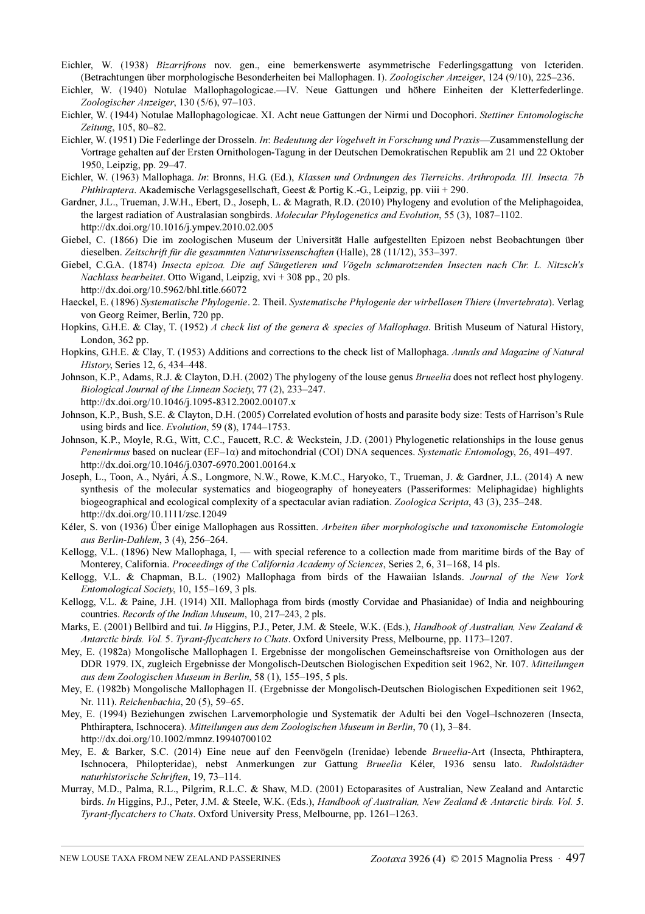Eichler, W. (1938) *Bizarrifrons* nov. gen., eine bemerkenswerte asymmetrische Federlingsgattung von Icteriden. (Betrachtungen über morphologische Besonderheiten bei Mallophagen. I). *Zoologischer Anzeiger*, 124 (9/10), 225–236.

Eichler, W. (1940) Notulae Mallophagologicae.—IV. Neue Gattungen und höhere Einheiten der Kletterfederlinge. *Zoologischer Anzeiger*, 130 (5/6), 97–103.

Eichler, W. (1944) Notulae Mallophagologicae. XI. Acht neue Gattungen der Nirmi und Docophori. *Stettiner Entomologische Zeitung*, 105, 80–82.

Eichler, W. (1951) Die Federlinge der Drosseln. *In*: *Bedeutung der Vogelwelt in Forschung und Praxis*—Zusammenstellung der Vortrage gehalten auf der Ersten Ornithologen-Tagung in der Deutschen Demokratischen Republik am 21 und 22 Oktober 1950, Leipzig, pp. 29–47.

Eichler, W. (1963) Mallophaga. *In*: Bronns, H.G. (Ed.), *Klassen und Ordnungen des Tierreichs*. *Arthropoda. III. Insecta. 7b Phthiraptera*. Akademische Verlagsgesellschaft, Geest & Portig K.-G., Leipzig, pp. viii + 290.

Gardner, J.L., Trueman, J.W.H., Ebert, D., Joseph, L. & Magrath, R.D. (2010) Phylogeny and evolution of the Meliphagoidea, the largest radiation of Australasian songbirds. *Molecular Phylogenetics and Evolution*, 55 (3), 1087–1102. http://dx.doi.org/10.1016/j.ympev.2010.02.005

Giebel, C. (1866) Die im zoologischen Museum der Universität Halle aufgestellten Epizoen nebst Beobachtungen über dieselben. *Zeitschrift für die gesammten Naturwissenschaften* (Halle), 28 (11/12), 353–397.

Giebel, C.G.A. (1874) *Insecta epizoa. Die auf Säugetieren und Vögeln schmarotzenden Insecten nach Chr. L. Nitzsch's Nachlass bearbeitet*. Otto Wigand, Leipzig, xvi + 308 pp., 20 pls. http://dx.doi.org/10.5962/bhl.title.66072

Haeckel, E. (1896) *Systematische Phylogenie*. 2. Theil. *Systematische Phylogenie der wirbellosen Thiere* (*Invertebrata*). Verlag von Georg Reimer, Berlin, 720 pp.

Hopkins, G.H.E. & Clay, T. (1952) *A check list of the genera & species of Mallophaga*. British Museum of Natural History, London, 362 pp.

Hopkins, G.H.E. & Clay, T. (1953) Additions and corrections to the check list of Mallophaga. *Annals and Magazine of Natural History*, Series 12, 6, 434–448.

Johnson, K.P., Adams, R.J. & Clayton, D.H. (2002) The phylogeny of the louse genus *Brueelia* does not reflect host phylogeny. *Biological Journal of the Linnean Society*, 77 (2), 233–247. http://dx.doi.org/10.1046/j.1095-8312.2002.00107.x

Johnson, K.P., Bush, S.E. & Clayton, D.H. (2005) Correlated evolution of hosts and parasite body size: Tests of Harrison's Rule using birds and lice. *Evolution*, 59 (8), 1744–1753.

Johnson, K.P., Moyle, R.G., Witt, C.C., Faucett, R.C. & Weckstein, J.D. (2001) Phylogenetic relationships in the louse genus *Penenirmus* based on nuclear (EF–1α) and mitochondrial (COI) DNA sequences. *Systematic Entomology*, 26, 491–497. http://dx.doi.org/10.1046/j.0307-6970.2001.00164.x

Joseph, L., Toon, A., Nyári, Á.S., Longmore, N.W., Rowe, K.M.C., Haryoko, T., Trueman, J. & Gardner, J.L. (2014) A new synthesis of the molecular systematics and biogeography of honeyeaters (Passeriformes: Meliphagidae) highlights biogeographical and ecological complexity of a spectacular avian radiation. *Zoologica Scripta*, 43 (3), 235–248. http://dx.doi.org/10.1111/zsc.12049

Kéler, S. von (1936) Über einige Mallophagen aus Rossitten. *Arbeiten über morphologische und taxonomische Entomologie aus Berlin-Dahlem*, 3 (4), 256–264.

Kellogg, V.L. (1896) New Mallophaga, I, — with special reference to a collection made from maritime birds of the Bay of Monterey, California. *Proceedings of the California Academy of Sciences*, Series 2, 6, 31–168, 14 pls.

Kellogg, V.L. & Chapman, B.L. (1902) Mallophaga from birds of the Hawaiian Islands. *Journal of the New York Entomological Society*, 10, 155–169, 3 pls.

Kellogg, V.L. & Paine, J.H. (1914) XII. Mallophaga from birds (mostly Corvidae and Phasianidae) of India and neighbouring countries. *Records of the Indian Museum*, 10, 217–243, 2 pls.

Marks, E. (2001) Bellbird and tui. *In* Higgins, P.J., Peter, J.M. & Steele, W.K. (Eds.), *Handbook of Australian, New Zealand & Antarctic birds. Vol.* 5. *Tyrant-flycatchers to Chats*. Oxford University Press, Melbourne, pp. 1173–1207.

Mey, E. (1982a) Mongolische Mallophagen I. Ergebnisse der mongolischen Gemeinschaftsreise von Ornithologen aus der DDR 1979. IX, zugleich Ergebnisse der Mongolisch-Deutschen Biologischen Expedition seit 1962, Nr. 107. *Mitteilungen aus dem Zoologischen Museum in Berlin*, 58 (1), 155–195, 5 pls.

Mey, E. (1982b) Mongolische Mallophagen II. (Ergebnisse der Mongolisch-Deutschen Biologischen Expeditionen seit 1962, Nr. 111). *Reichenbachia*, 20 (5), 59–65.

Mey, E. (1994) Beziehungen zwischen Larvemorphologie und Systematik der Adulti bei den Vogel–Ischnozeren (Insecta, Phthiraptera, Ischnocera). *Mitteilungen aus dem Zoologischen Museum in Berlin*, 70 (1), 3–84. http://dx.doi.org/10.1002/mmnz.19940700102

Mey, E. & Barker, S.C. (2014) Eine neue auf den Feenvögeln (Irenidae) lebende *Brueelia*-Art (Insecta, Phthiraptera, Ischnocera, Philopteridae), nebst Anmerkungen zur Gattung *Brueelia* Kéler, 1936 sensu lato. *Rudolstädter naturhistorische Schriften*, 19, 73–114.

Murray, M.D., Palma, R.L., Pilgrim, R.L.C. & Shaw, M.D. (2001) Ectoparasites of Australian, New Zealand and Antarctic birds. *In* Higgins, P.J., Peter, J.M. & Steele, W.K. (Eds.), *Handbook of Australian, New Zealand & Antarctic birds. Vol. 5*. *Tyrant-flycatchers to Chats*. Oxford University Press, Melbourne, pp. 1261–1263.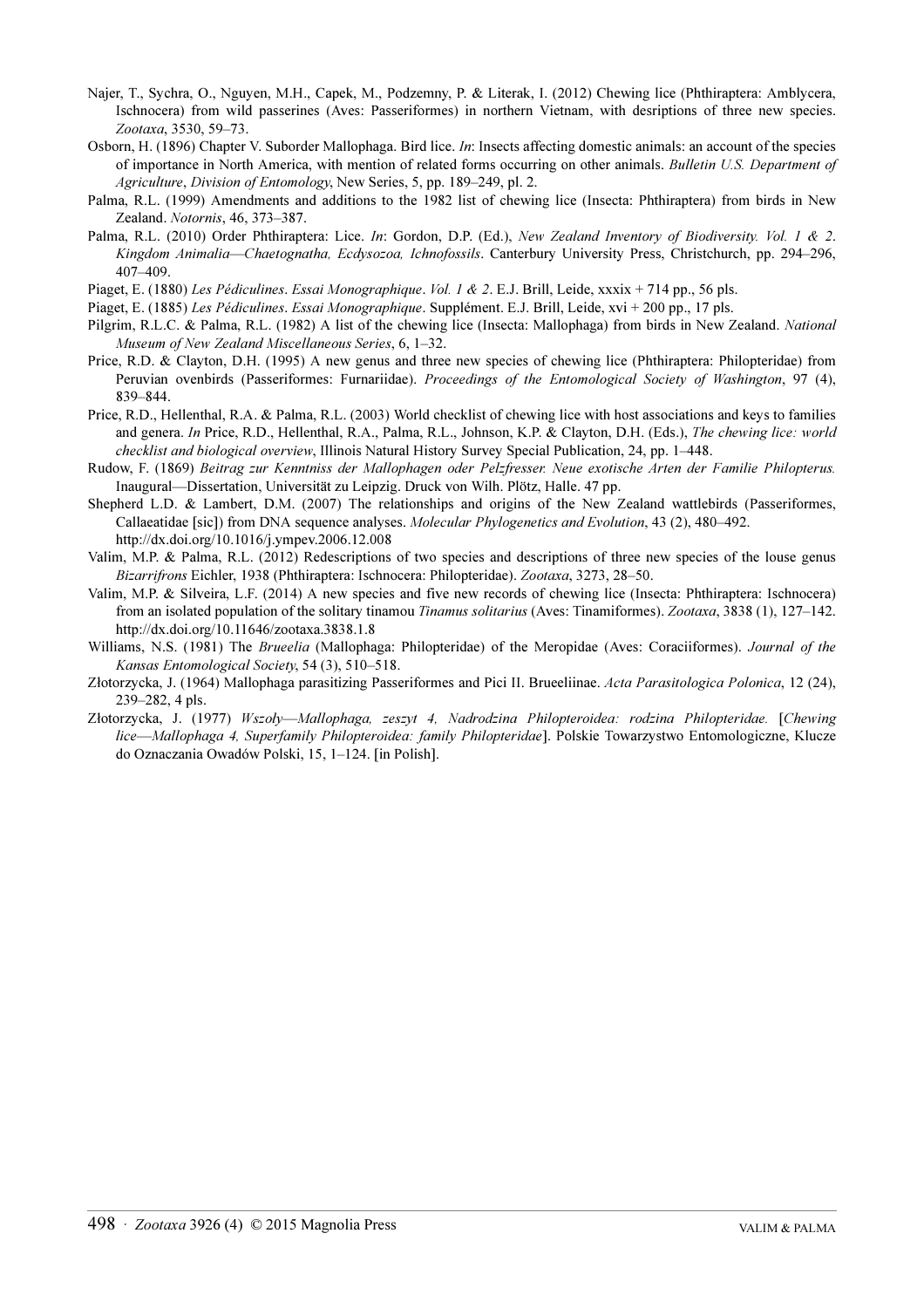Najer, T., Sychra, O., Nguyen, M.H., Capek, M., Podzemny, P. & Literak, I. (2012) Chewing lice (Phthiraptera: Amblycera, Ischnocera) from wild passerines (Aves: Passeriformes) in northern Vietnam, with desriptions of three new species. *Zootaxa*, 3530, 59–73.

Osborn, H. (1896) Chapter V. Suborder Mallophaga. Bird lice. *In*: Insects affecting domestic animals: an account of the species of importance in North America, with mention of related forms occurring on other animals. *Bulletin U.S. Department of Agriculture*, *Division of Entomology*, New Series, 5, pp. 189–249, pl. 2.

Palma, R.L. (1999) Amendments and additions to the 1982 list of chewing lice (Insecta: Phthiraptera) from birds in New Zealand. *Notornis*, 46, 373–387.

Palma, R.L. (2010) Order Phthiraptera: Lice. *In*: Gordon, D.P. (Ed.), *New Zealand Inventory of Biodiversity. Vol. 1 & 2*. *Kingdom Animalia—Chaetognatha, Ecdysozoa, Ichnofossils*. Canterbury University Press, Christchurch, pp. 294–296, 407–409.

Piaget, E. (1880) *Les Pédiculines*. *Essai Monographique*. *Vol. 1 & 2*. E.J. Brill, Leide, xxxix + 714 pp., 56 pls.

Piaget, E. (1885) *Les Pédiculines*. *Essai Monographique*. Supplément. E.J. Brill, Leide, xvi + 200 pp., 17 pls.

Pilgrim, R.L.C. & Palma, R.L. (1982) A list of the chewing lice (Insecta: Mallophaga) from birds in New Zealand. *National Museum of New Zealand Miscellaneous Series*, 6, 1–32.

Price, R.D. & Clayton, D.H. (1995) A new genus and three new species of chewing lice (Phthiraptera: Philopteridae) from Peruvian ovenbirds (Passeriformes: Furnariidae). *Proceedings of the Entomological Society of Washington*, 97 (4), 839–844.

Price, R.D., Hellenthal, R.A. & Palma, R.L. (2003) World checklist of chewing lice with host associations and keys to families and genera. *In* Price, R.D., Hellenthal, R.A., Palma, R.L., Johnson, K.P. & Clayton, D.H. (Eds.), *The chewing lice: world checklist and biological overview*, Illinois Natural History Survey Special Publication, 24, pp. 1–448.

Rudow, F. (1869) *Beitrag zur Kenntniss der Mallophagen oder Pelzfresser. Neue exotische Arten der Familie Philopterus.* Inaugural—Dissertation, Universität zu Leipzig. Druck von Wilh. Plötz, Halle. 47 pp.

Shepherd L.D. & Lambert, D.M. (2007) The relationships and origins of the New Zealand wattlebirds (Passeriformes, Callaeatidae [sic]) from DNA sequence analyses. *Molecular Phylogenetics and Evolution*, 43 (2), 480–492. http://dx.doi.org/10.1016/j.ympev.2006.12.008

Valim, M.P. & Palma, R.L. (2012) Redescriptions of two species and descriptions of three new species of the louse genus *Bizarrifrons* Eichler, 1938 (Phthiraptera: Ischnocera: Philopteridae). *Zootaxa*, 3273, 28–50.

Valim, M.P. & Silveira, L.F. (2014) A new species and five new records of chewing lice (Insecta: Phthiraptera: Ischnocera) from an isolated population of the solitary tinamou *Tinamus solitarius* (Aves: Tinamiformes). *Zootaxa*, 3838 (1), 127–142. http://dx.doi.org/10.11646/zootaxa.3838.1.8

Williams, N.S. (1981) The *Brueelia* (Mallophaga: Philopteridae) of the Meropidae (Aves: Coraciiformes). *Journal of the Kansas Entomological Society*, 54 (3), 510–518.

Złotorzycka, J. (1964) Mallophaga parasitizing Passeriformes and Pici II. Brueeliinae. *Acta Parasitologica Polonica*, 12 (24), 239–282, 4 pls.

Złotorzycka, J. (1977) *Wszoły—Mallophaga, zeszyt 4, Nadrodzina Philopteroidea: rodzina Philopteridae.* [*Chewing lice—Mallophaga 4, Superfamily Philopteroidea: family Philopteridae*]. Polskie Towarzystwo Entomologiczne, Klucze do Oznaczania Owadów Polski, 15, 1–124. [in Polish].